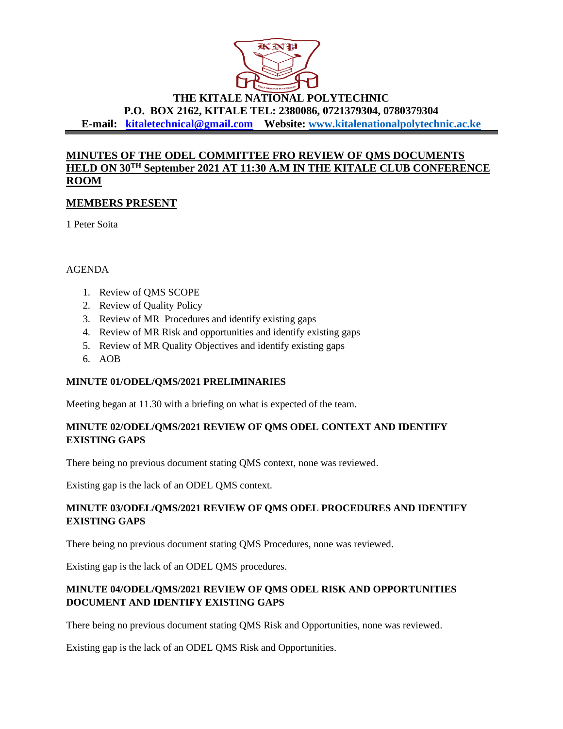**THE KITALE NATIONAL POLYTECHNIC**
**P.O. BOX 2162, KITALE TEL: 2380086, 0721379304, 0780379304**
**E-mail: kitaletechnical@gmail.com Website: www.kitalenationalpolytechnic.ac.ke**

## MINUTES OF THE ODEL COMMITTEE FRO REVIEW OF QMS DOCUMENTS HELD ON 30TH September 2021 AT 11:30 A.M IN THE KITALE CLUB CONFERENCE ROOM

## MEMBERS PRESENT

1 Peter Soita

AGENDA

1. Review of QMS SCOPE
2. Review of Quality Policy
3. Review of MR Procedures and identify existing gaps
4. Review of MR Risk and opportunities and identify existing gaps
5. Review of MR Quality Objectives and identify existing gaps
6. AOB

### MINUTE 01/ODEL/QMS/2021 PRELIMINARIES

Meeting began at 11.30 with a briefing on what is expected of the team.

### MINUTE 02/ODEL/QMS/2021 REVIEW OF QMS ODEL CONTEXT AND IDENTIFY EXISTING GAPS

There being no previous document stating QMS context, none was reviewed.

Existing gap is the lack of an ODEL QMS context.

### MINUTE 03/ODEL/QMS/2021 REVIEW OF QMS ODEL PROCEDURES AND IDENTIFY EXISTING GAPS

There being no previous document stating QMS Procedures, none was reviewed.

Existing gap is the lack of an ODEL QMS procedures.

### MINUTE 04/ODEL/QMS/2021 REVIEW OF QMS ODEL RISK AND OPPORTUNITIES DOCUMENT AND IDENTIFY EXISTING GAPS

There being no previous document stating QMS Risk and Opportunities, none was reviewed.

Existing gap is the lack of an ODEL QMS Risk and Opportunities.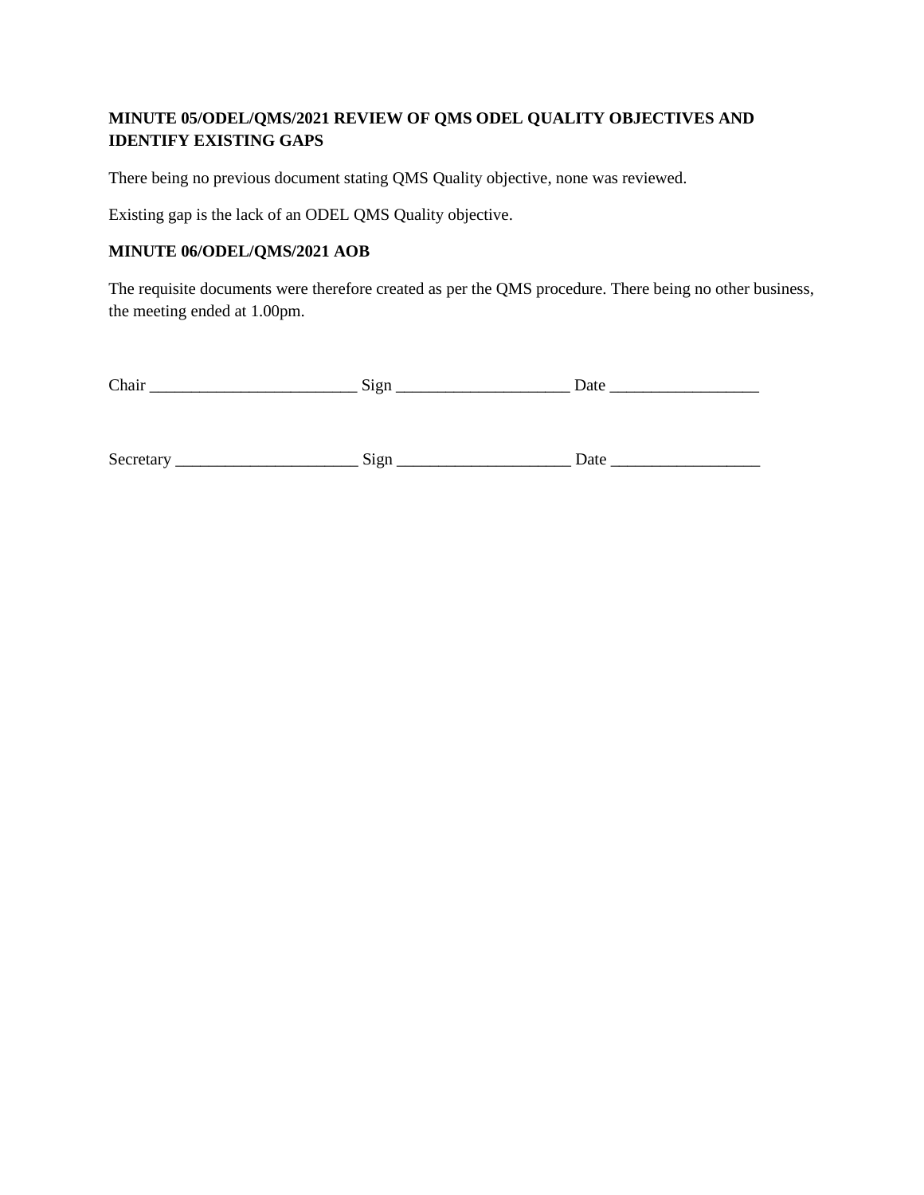**MINUTE 05/ODEL/QMS/2021 REVIEW OF QMS ODEL QUALITY OBJECTIVES AND IDENTIFY EXISTING GAPS**

There being no previous document stating QMS Quality objective, none was reviewed.

Existing gap is the lack of an ODEL QMS Quality objective.

**MINUTE 06/ODEL/QMS/2021 AOB**

The requisite documents were therefore created as per the QMS procedure. There being no other business, the meeting ended at 1.00pm.

Chair _________________________ Sign _____________________ Date __________________

Secretary ______________________ Sign _____________________ Date __________________